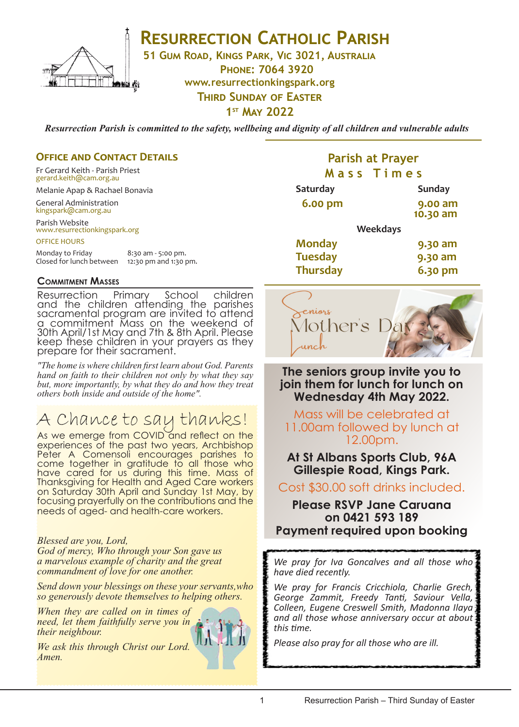# Resurrection Catholic Parish

**51 Gum Road, Kings Park, Vic 3021, Australia**
**Phone: 7064 3920**
**www.resurrectionkingspark.org**
**Third Sunday of Easter**
**1st May 2022**

***Resurrection Parish is committed to the safety, wellbeing and dignity of all children and vulnerable adults***

## Office and Contact Details

Fr Gerard Keith - Parish Priest
gerard.keith@cam.org.au

Melanie Apap & Rachael Bonavia

General Administration
kingspark@cam.org.au

Parish Website
www.resurrectionkingspark.org

OFFICE HOURS

| | |
|---|---|
| Monday to Friday | 8:30 am - 5:00 pm. |
| Closed for lunch between | 12:30 pm and 1:30 pm. |

### Commitment Masses

Resurrection Primary School children and the children attending the parishes sacramental program are invited to attend a commitment Mass on the weekend of 30th April/1st May and 7th & 8th April. Please keep these children in your prayers as they prepare for their sacrament.

*"The home is where children first learn about God. Parents hand on faith to their children not only by what they say but, more importantly, by what they do and how they treat others both inside and outside of the home".*

## A Chance to say thanks!

As we emerge from COVID and reflect on the experiences of the past two years, Archbishop Peter A Comensoli encourages parishes to come together in gratitude to all those who have cared for us during this time. Mass of Thanksgiving for Health and Aged Care workers on Saturday 30th April and Sunday 1st May, by focusing prayerfully on the contributions and the needs of aged- and health-care workers.

*Blessed are you, Lord,*
*God of mercy, Who through your Son gave us a marvelous example of charity and the great commandment of love for one another.*

*Send down your blessings on these your servants,who so generously devote themselves to helping others.*

*When they are called on in times of need, let them faithfully serve you in their neighbour.*

*We ask this through Christ our Lord. Amen.*

## Parish at Prayer

### Mass Times

| Saturday | Sunday |
|---|---|
| 6.00 pm | 9.00 am<br>10.30 am |

**Weekdays**

| | |
|---|---|
| Monday | 9.30 am |
| Tuesday | 9.30 am |
| Thursday | 6.30 pm |

## Seniors Mother's Day Lunch

**The seniors group invite you to join them for lunch for lunch on Wednesday 4th May 2022.**

Mass will be celebrated at 11.00am followed by lunch at 12.00pm.

**At St Albans Sports Club, 96A Gillespie Road, Kings Park.**

Cost $30.00 soft drinks included.

**Please RSVP Jane Caruana on 0421 593 189**
**Payment required upon booking**

*We pray for Iva Goncalves and all those who have died recently.*

*We pray for Francis Cricchiola, Charlie Grech, George Zammit, Freedy Tanti, Saviour Vella, Colleen, Eugene Creswell Smith, Madonna Ilaya and all those whose anniversary occur at about this time.*

*Please also pray for all those who are ill.*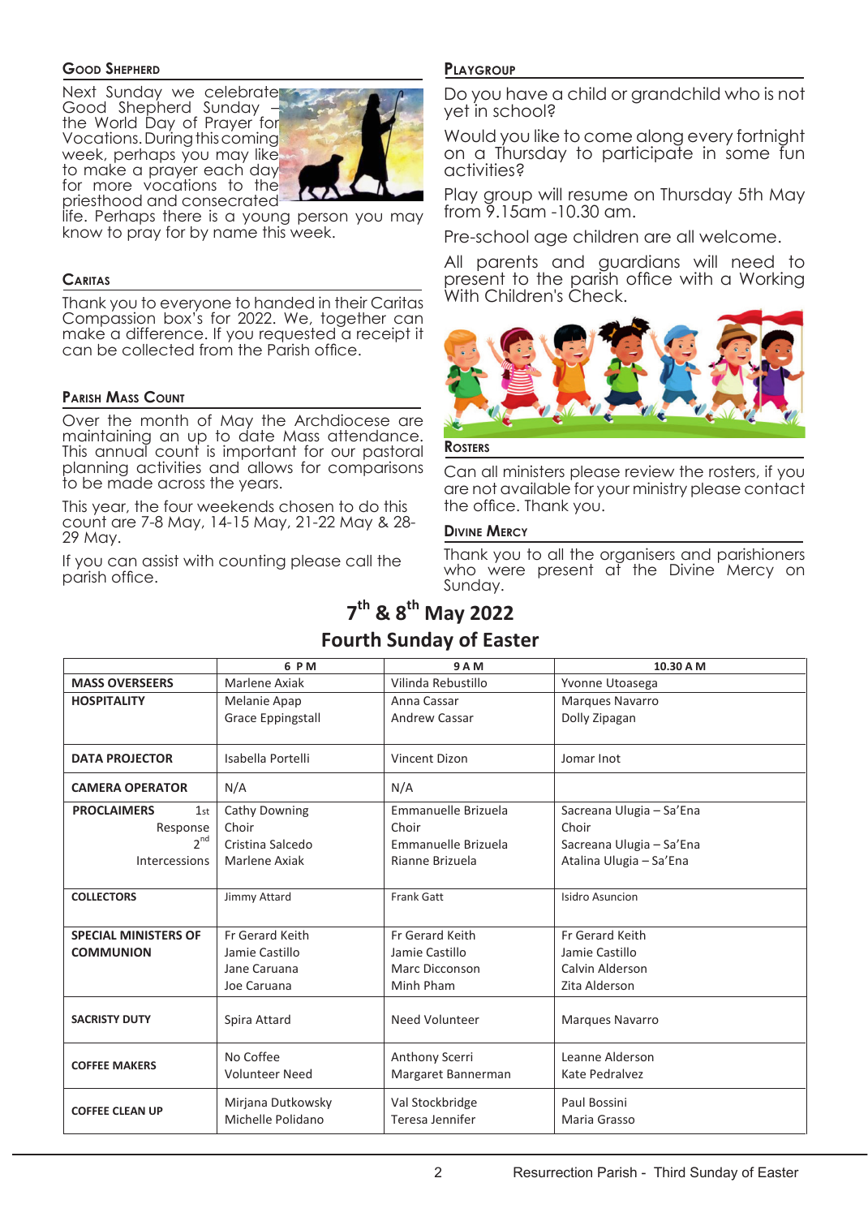## Good Shepherd

Next Sunday we celebrate Good Shepherd Sunday – the World Day of Prayer for Vocations. During this coming week, perhaps you may like to make a prayer each day for more vocations to the priesthood and consecrated life. Perhaps there is a young person you may know to pray for by name this week.

## Caritas

Thank you to everyone to handed in their Caritas Compassion box's for 2022. We, together can make a difference. If you requested a receipt it can be collected from the Parish office.

## Parish Mass Count

Over the month of May the Archdiocese are maintaining an up to date Mass attendance. This annual count is important for our pastoral planning activities and allows for comparisons to be made across the years.

This year, the four weekends chosen to do this count are 7-8 May, 14-15 May, 21-22 May & 28-29 May.

If you can assist with counting please call the parish office.

## Playgroup

Do you have a child or grandchild who is not yet in school?

Would you like to come along every fortnight on a Thursday to participate in some fun activities?

Play group will resume on Thursday 5th May from 9.15am -10.30 am.

Pre-school age children are all welcome.

All parents and guardians will need to present to the parish office with a Working With Children's Check.

## Rosters

Can all ministers please review the rosters, if you are not available for your ministry please contact the office. Thank you.

## Divine Mercy

Thank you to all the organisers and parishioners who were present at the Divine Mercy on Sunday.

## 7th & 8th May 2022
## Fourth Sunday of Easter

| | 6 P M | 9 A M | 10.30 A M |
|---|---|---|---|
| **MASS OVERSEERS** | Marlene Axiak | Vilinda Rebustillo | Yvonne Utoasega |
| **HOSPITALITY** | Melanie Apap<br>Grace Eppingstall | Anna Cassar<br>Andrew Cassar | Marques Navarro<br>Dolly Zipagan |
| **DATA PROJECTOR** | Isabella Portelli | Vincent Dizon | Jomar Inot |
| **CAMERA OPERATOR** | N/A | N/A | |
| **PROCLAIMERS** 1st<br>Response<br>2nd<br>Intercessions | Cathy Downing<br>Choir<br>Cristina Salcedo<br>Marlene Axiak | Emmanuelle Brizuela<br>Choir<br>Emmanuelle Brizuela<br>Rianne Brizuela | Sacreana Ulugia – Sa'Ena<br>Choir<br>Sacreana Ulugia – Sa'Ena<br>Atalina Ulugia – Sa'Ena |
| **COLLECTORS** | Jimmy Attard | Frank Gatt | Isidro Asuncion |
| **SPECIAL MINISTERS OF COMMUNION** | Fr Gerard Keith<br>Jamie Castillo<br>Jane Caruana<br>Joe Caruana | Fr Gerard Keith<br>Jamie Castillo<br>Marc Dicconson<br>Minh Pham | Fr Gerard Keith<br>Jamie Castillo<br>Calvin Alderson<br>Zita Alderson |
| **SACRISTY DUTY** | Spira Attard | Need Volunteer | Marques Navarro |
| **COFFEE MAKERS** | No Coffee<br>Volunteer Need | Anthony Scerri<br>Margaret Bannerman | Leanne Alderson<br>Kate Pedralvez |
| **COFFEE CLEAN UP** | Mirjana Dutkowsky<br>Michelle Polidano | Val Stockbridge<br>Teresa Jennifer | Paul Bossini<br>Maria Grasso |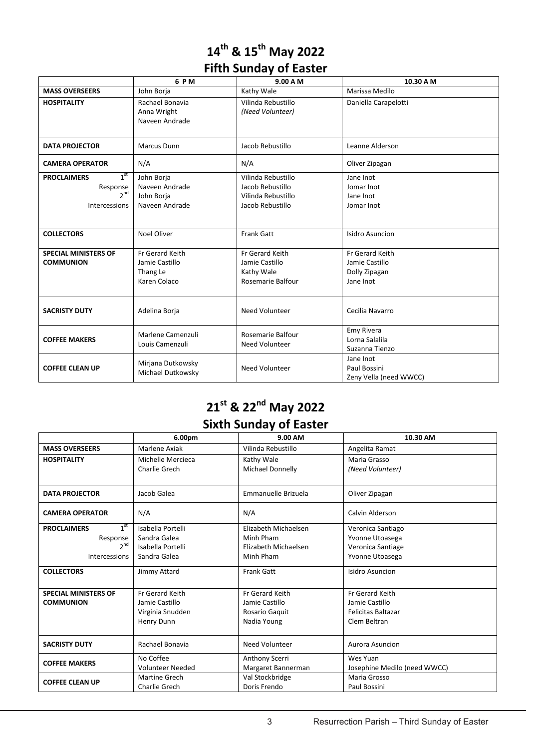## 14th & 15th May 2022
## Fifth Sunday of Easter

| | 6 P M | 9.00 A M | 10.30 A M |
|---|---|---|---|
| **MASS OVERSEERS** | John Borja | Kathy Wale | Marissa Medilo |
| **HOSPITALITY** | Rachael Bonavia<br>Anna Wright<br>Naveen Andrade | Vilinda Rebustillo<br>*(Need Volunteer)* | Daniella Carapelotti |
| **DATA PROJECTOR** | Marcus Dunn | Jacob Rebustillo | Leanne Alderson |
| **CAMERA OPERATOR** | N/A | N/A | Oliver Zipagan |
| **PROCLAIMERS** 1st<br>Response<br>2nd<br>Intercessions | John Borja<br>Naveen Andrade<br>John Borja<br>Naveen Andrade | Vilinda Rebustillo<br>Jacob Rebustillo<br>Vilinda Rebustillo<br>Jacob Rebustillo | Jane Inot<br>Jomar Inot<br>Jane Inot<br>Jomar Inot |
| **COLLECTORS** | Noel Oliver | Frank Gatt | Isidro Asuncion |
| **SPECIAL MINISTERS OF COMMUNION** | Fr Gerard Keith<br>Jamie Castillo<br>Thang Le<br>Karen Colaco | Fr Gerard Keith<br>Jamie Castillo<br>Kathy Wale<br>Rosemarie Balfour | Fr Gerard Keith<br>Jamie Castillo<br>Dolly Zipagan<br>Jane Inot |
| **SACRISTY DUTY** | Adelina Borja | Need Volunteer | Cecilia Navarro |
| **COFFEE MAKERS** | Marlene Camenzuli<br>Louis Camenzuli | Rosemarie Balfour<br>Need Volunteer | Emy Rivera<br>Lorna Salalila<br>Suzanna Tienzo |
| **COFFEE CLEAN UP** | Mirjana Dutkowsky<br>Michael Dutkowsky | Need Volunteer | Jane Inot<br>Paul Bossini<br>Zeny Vella (need WWCC) |

## 21st & 22nd May 2022
## Sixth Sunday of Easter

| | 6.00pm | 9.00 AM | 10.30 AM |
|---|---|---|---|
| **MASS OVERSEERS** | Marlene Axiak | Vilinda Rebustillo | Angelita Ramat |
| **HOSPITALITY** | Michelle Mercieca<br>Charlie Grech | Kathy Wale<br>Michael Donnelly | Maria Grasso<br>*(Need Volunteer)* |
| **DATA PROJECTOR** | Jacob Galea | Emmanuelle Brizuela | Oliver Zipagan |
| **CAMERA OPERATOR** | N/A | N/A | Calvin Alderson |
| **PROCLAIMERS** 1st<br>Response<br>2nd<br>Intercessions | Isabella Portelli<br>Sandra Galea<br>Isabella Portelli<br>Sandra Galea | Elizabeth Michaelsen<br>Minh Pham<br>Elizabeth Michaelsen<br>Minh Pham | Veronica Santiago<br>Yvonne Utoasega<br>Veronica Santiage<br>Yvonne Utoasega |
| **COLLECTORS** | Jimmy Attard | Frank Gatt | Isidro Asuncion |
| **SPECIAL MINISTERS OF COMMUNION** | Fr Gerard Keith<br>Jamie Castillo<br>Virginia Snudden<br>Henry Dunn | Fr Gerard Keith<br>Jamie Castillo<br>Rosario Gaquit<br>Nadia Young | Fr Gerard Keith<br>Jamie Castillo<br>Felicitas Baltazar<br>Clem Beltran |
| **SACRISTY DUTY** | Rachael Bonavia | Need Volunteer | Aurora Asuncion |
| **COFFEE MAKERS** | No Coffee<br>Volunteer Needed | Anthony Scerri<br>Margaret Bannerman | Wes Yuan<br>Josephine Medilo (need WWCC) |
| **COFFEE CLEAN UP** | Martine Grech<br>Charlie Grech | Val Stockbridge<br>Doris Frendo | Maria Grosso<br>Paul Bossini |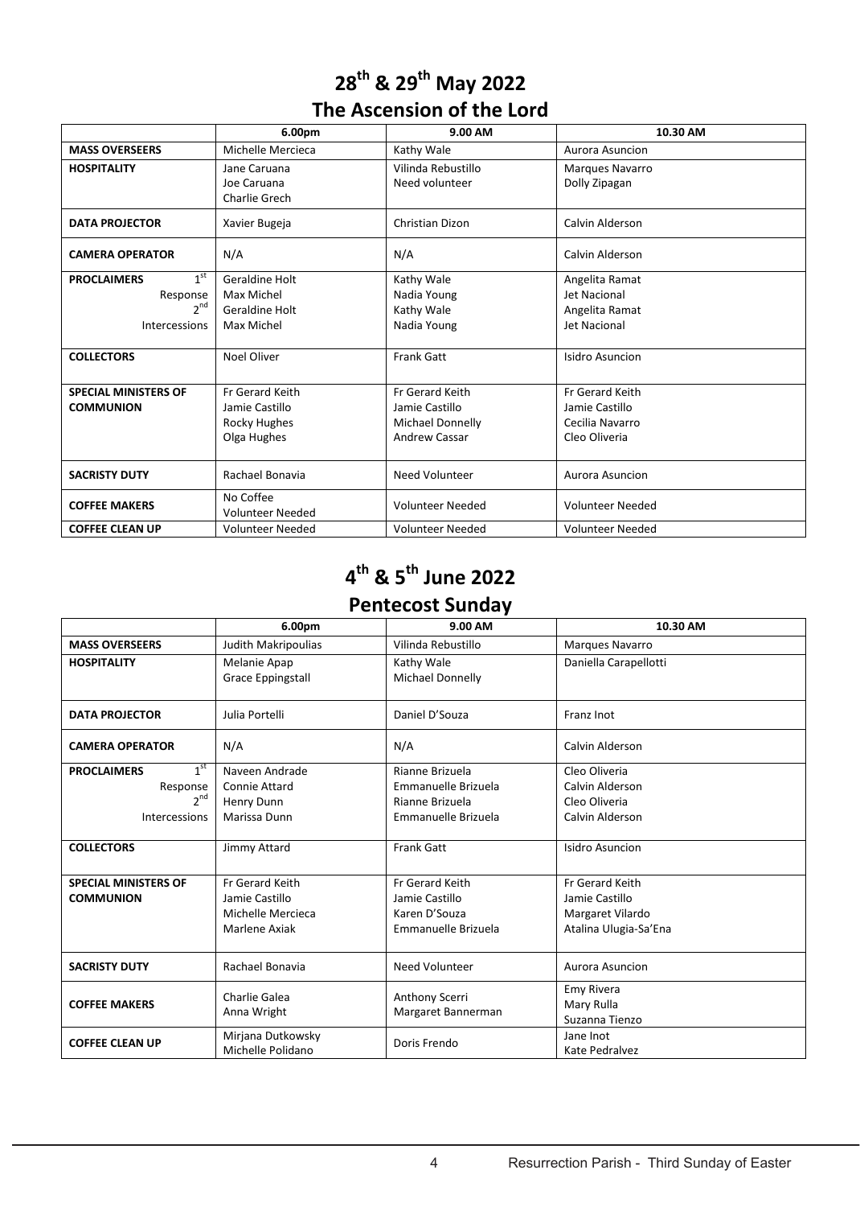# 28th & 29th May 2022

## The Ascension of the Lord

| | 6.00pm | 9.00 AM | 10.30 AM |
|---|---|---|---|
| **MASS OVERSEERS** | Michelle Mercieca | Kathy Wale | Aurora Asuncion |
| **HOSPITALITY** | Jane Caruana<br>Joe Caruana<br>Charlie Grech | Vilinda Rebustillo<br>Need volunteer | Marques Navarro<br>Dolly Zipagan |
| **DATA PROJECTOR** | Xavier Bugeja | Christian Dizon | Calvin Alderson |
| **CAMERA OPERATOR** | N/A | N/A | Calvin Alderson |
| **PROCLAIMERS** 1st<br>Response<br>2nd<br>Intercessions | Geraldine Holt<br>Max Michel<br>Geraldine Holt<br>Max Michel | Kathy Wale<br>Nadia Young<br>Kathy Wale<br>Nadia Young | Angelita Ramat<br>Jet Nacional<br>Angelita Ramat<br>Jet Nacional |
| **COLLECTORS** | Noel Oliver | Frank Gatt | Isidro Asuncion |
| **SPECIAL MINISTERS OF COMMUNION** | Fr Gerard Keith<br>Jamie Castillo<br>Rocky Hughes<br>Olga Hughes | Fr Gerard Keith<br>Jamie Castillo<br>Michael Donnelly<br>Andrew Cassar | Fr Gerard Keith<br>Jamie Castillo<br>Cecilia Navarro<br>Cleo Oliveria |
| **SACRISTY DUTY** | Rachael Bonavia | Need Volunteer | Aurora Asuncion |
| **COFFEE MAKERS** | No Coffee<br>Volunteer Needed | Volunteer Needed | Volunteer Needed |
| **COFFEE CLEAN UP** | Volunteer Needed | Volunteer Needed | Volunteer Needed |

# 4th & 5th June 2022

## Pentecost Sunday

| | 6.00pm | 9.00 AM | 10.30 AM |
|---|---|---|---|
| **MASS OVERSEERS** | Judith Makripoulias | Vilinda Rebustillo | Marques Navarro |
| **HOSPITALITY** | Melanie Apap<br>Grace Eppingstall | Kathy Wale<br>Michael Donnelly | Daniella Carapellotti |
| **DATA PROJECTOR** | Julia Portelli | Daniel D'Souza | Franz Inot |
| **CAMERA OPERATOR** | N/A | N/A | Calvin Alderson |
| **PROCLAIMERS** 1st<br>Response<br>2nd<br>Intercessions | Naveen Andrade<br>Connie Attard<br>Henry Dunn<br>Marissa Dunn | Rianne Brizuela<br>Emmanuelle Brizuela<br>Rianne Brizuela<br>Emmanuelle Brizuela | Cleo Oliveria<br>Calvin Alderson<br>Cleo Oliveria<br>Calvin Alderson |
| **COLLECTORS** | Jimmy Attard | Frank Gatt | Isidro Asuncion |
| **SPECIAL MINISTERS OF COMMUNION** | Fr Gerard Keith<br>Jamie Castillo<br>Michelle Mercieca<br>Marlene Axiak | Fr Gerard Keith<br>Jamie Castillo<br>Karen D'Souza<br>Emmanuelle Brizuela | Fr Gerard Keith<br>Jamie Castillo<br>Margaret Vilardo<br>Atalina Ulugia-Sa'Ena |
| **SACRISTY DUTY** | Rachael Bonavia | Need Volunteer | Aurora Asuncion |
| **COFFEE MAKERS** | Charlie Galea<br>Anna Wright | Anthony Scerri<br>Margaret Bannerman | Emy Rivera<br>Mary Rulla<br>Suzanna Tienzo |
| **COFFEE CLEAN UP** | Mirjana Dutkowsky<br>Michelle Polidano | Doris Frendo | Jane Inot<br>Kate Pedralvez |